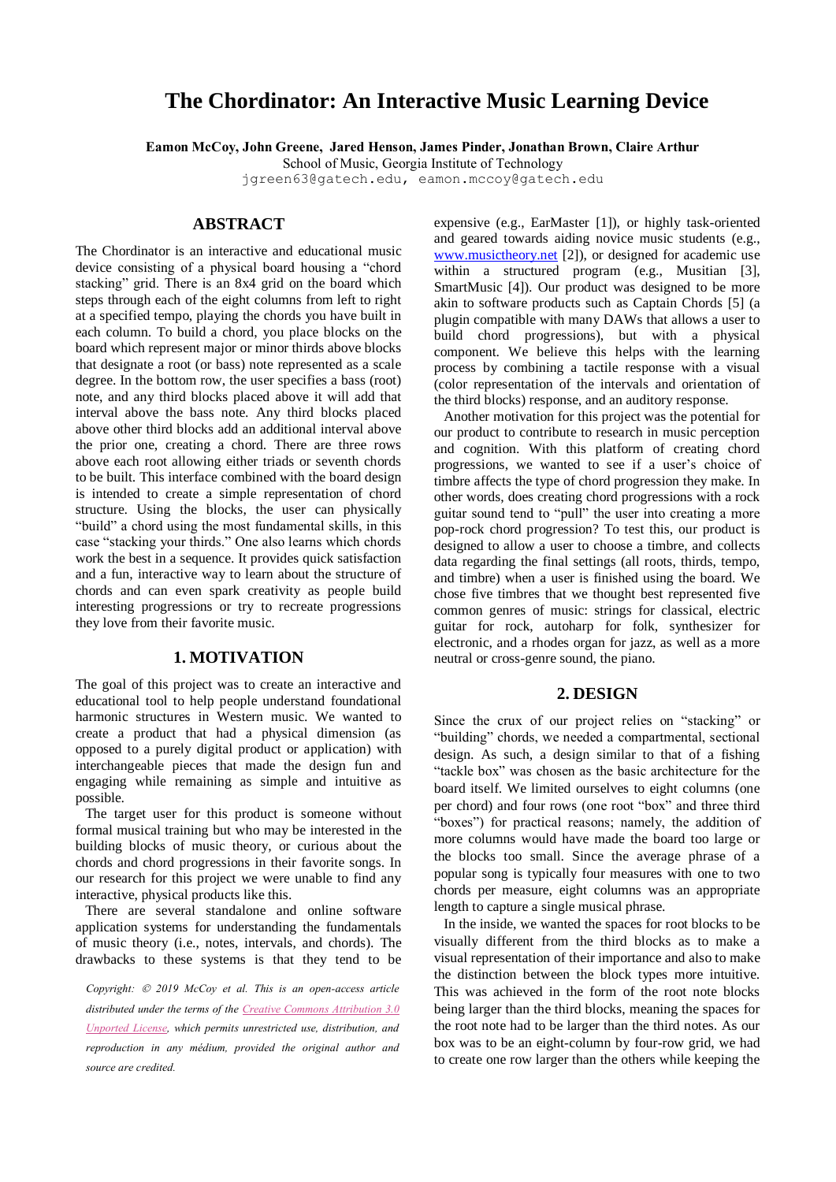# The Chordinator: An Interactive Music Learning Device

**Eamon McCoy, John Greene, Jared Henson, James Pinder, Jonathan Brown, Claire Arthur**
School of Music, Georgia Institute of Technology
jgreen63@gatech.edu, eamon.mccoy@gatech.edu

## ABSTRACT

The Chordinator is an interactive and educational music device consisting of a physical board housing a "chord stacking" grid. There is an 8x4 grid on the board which steps through each of the eight columns from left to right at a specified tempo, playing the chords you have built in each column. To build a chord, you place blocks on the board which represent major or minor thirds above blocks that designate a root (or bass) note represented as a scale degree. In the bottom row, the user specifies a bass (root) note, and any third blocks placed above it will add that interval above the bass note. Any third blocks placed above other third blocks add an additional interval above the prior one, creating a chord. There are three rows above each root allowing either triads or seventh chords to be built. This interface combined with the board design is intended to create a simple representation of chord structure. Using the blocks, the user can physically "build" a chord using the most fundamental skills, in this case "stacking your thirds." One also learns which chords work the best in a sequence. It provides quick satisfaction and a fun, interactive way to learn about the structure of chords and can even spark creativity as people build interesting progressions or try to recreate progressions they love from their favorite music.

## 1. MOTIVATION

The goal of this project was to create an interactive and educational tool to help people understand foundational harmonic structures in Western music. We wanted to create a product that had a physical dimension (as opposed to a purely digital product or application) with interchangeable pieces that made the design fun and engaging while remaining as simple and intuitive as possible.

The target user for this product is someone without formal musical training but who may be interested in the building blocks of music theory, or curious about the chords and chord progressions in their favorite songs. In our research for this project we were unable to find any interactive, physical products like this.

There are several standalone and online software application systems for understanding the fundamentals of music theory (i.e., notes, intervals, and chords). The drawbacks to these systems is that they tend to be expensive (e.g., EarMaster [1]), or highly task-oriented and geared towards aiding novice music students (e.g., www.musictheory.net [2]), or designed for academic use within a structured program (e.g., Musitian [3], SmartMusic [4]). Our product was designed to be more akin to software products such as Captain Chords [5] (a plugin compatible with many DAWs that allows a user to build chord progressions), but with a physical component. We believe this helps with the learning process by combining a tactile response with a visual (color representation of the intervals and orientation of the third blocks) response, and an auditory response.

Another motivation for this project was the potential for our product to contribute to research in music perception and cognition. With this platform of creating chord progressions, we wanted to see if a user's choice of timbre affects the type of chord progression they make. In other words, does creating chord progressions with a rock guitar sound tend to "pull" the user into creating a more pop-rock chord progression? To test this, our product is designed to allow a user to choose a timbre, and collects data regarding the final settings (all roots, thirds, tempo, and timbre) when a user is finished using the board. We chose five timbres that we thought best represented five common genres of music: strings for classical, electric guitar for rock, autoharp for folk, synthesizer for electronic, and a rhodes organ for jazz, as well as a more neutral or cross-genre sound, the piano.

## 2. DESIGN

Since the crux of our project relies on "stacking" or "building" chords, we needed a compartmental, sectional design. As such, a design similar to that of a fishing "tackle box" was chosen as the basic architecture for the board itself. We limited ourselves to eight columns (one per chord) and four rows (one root "box" and three third "boxes") for practical reasons; namely, the addition of more columns would have made the board too large or the blocks too small. Since the average phrase of a popular song is typically four measures with one to two chords per measure, eight columns was an appropriate length to capture a single musical phrase.

In the inside, we wanted the spaces for root blocks to be visually different from the third blocks as to make a visual representation of their importance and also to make the distinction between the block types more intuitive. This was achieved in the form of the root note blocks being larger than the third blocks, meaning the spaces for the root note had to be larger than the third notes. As our box was to be an eight-column by four-row grid, we had to create one row larger than the others while keeping the

*Copyright: © 2019 McCoy et al. This is an open-access article distributed under the terms of the Creative Commons Attribution 3.0 Unported License, which permits unrestricted use, distribution, and reproduction in any médium, provided the original author and source are credited.*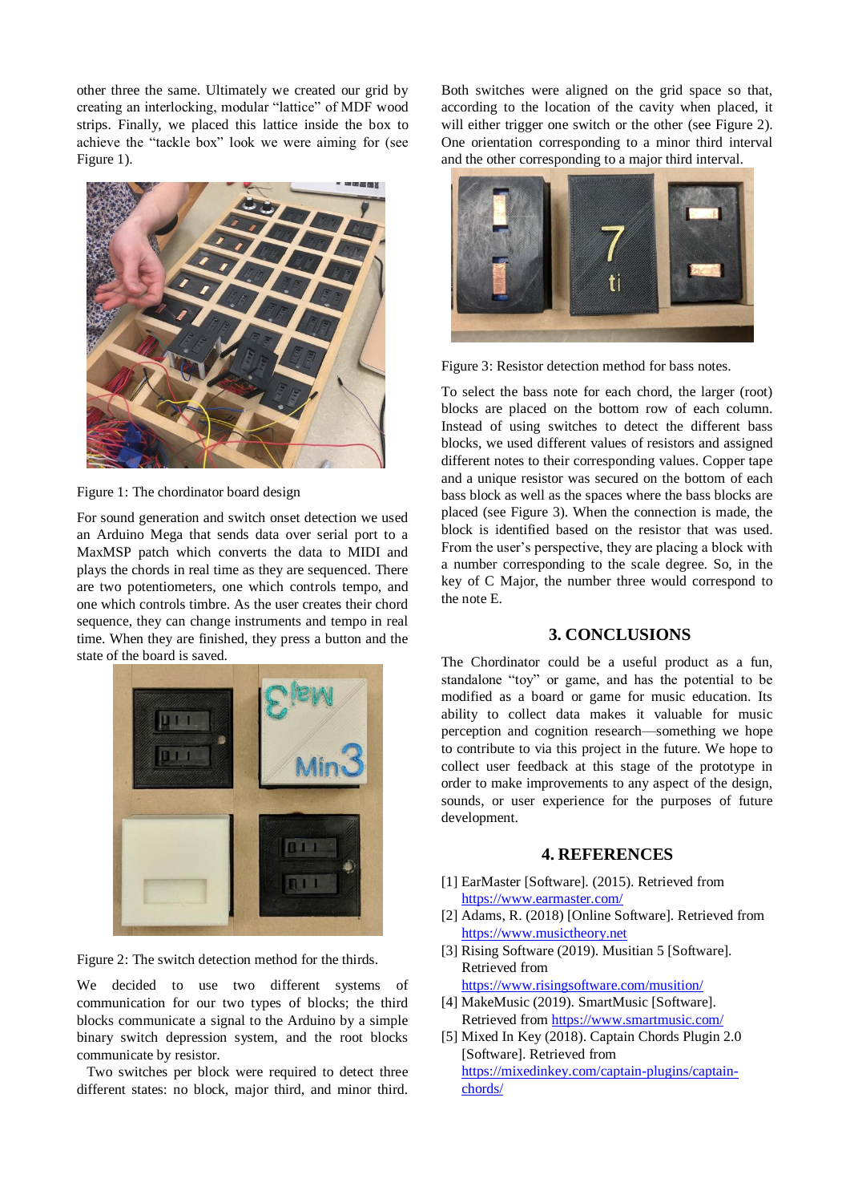other three the same. Ultimately we created our grid by creating an interlocking, modular "lattice" of MDF wood strips. Finally, we placed this lattice inside the box to achieve the "tackle box" look we were aiming for (see Figure 1).

Figure 1: The chordinator board design

For sound generation and switch onset detection we used an Arduino Mega that sends data over serial port to a MaxMSP patch which converts the data to MIDI and plays the chords in real time as they are sequenced. There are two potentiometers, one which controls tempo, and one which controls timbre. As the user creates their chord sequence, they can change instruments and tempo in real time. When they are finished, they press a button and the state of the board is saved.

Figure 2: The switch detection method for the thirds.

We decided to use two different systems of communication for our two types of blocks; the third blocks communicate a signal to the Arduino by a simple binary switch depression system, and the root blocks communicate by resistor.

Two switches per block were required to detect three different states: no block, major third, and minor third. Both switches were aligned on the grid space so that, according to the location of the cavity when placed, it will either trigger one switch or the other (see Figure 2). One orientation corresponding to a minor third interval and the other corresponding to a major third interval.

Figure 3: Resistor detection method for bass notes.

To select the bass note for each chord, the larger (root) blocks are placed on the bottom row of each column. Instead of using switches to detect the different bass blocks, we used different values of resistors and assigned different notes to their corresponding values. Copper tape and a unique resistor was secured on the bottom of each bass block as well as the spaces where the bass blocks are placed (see Figure 3). When the connection is made, the block is identified based on the resistor that was used. From the user's perspective, they are placing a block with a number corresponding to the scale degree. So, in the key of C Major, the number three would correspond to the note E.

## 3. CONCLUSIONS

The Chordinator could be a useful product as a fun, standalone "toy" or game, and has the potential to be modified as a board or game for music education. Its ability to collect data makes it valuable for music perception and cognition research—something we hope to contribute to via this project in the future. We hope to collect user feedback at this stage of the prototype in order to make improvements to any aspect of the design, sounds, or user experience for the purposes of future development.

## 4. REFERENCES

[1] EarMaster [Software]. (2015). Retrieved from https://www.earmaster.com/

[2] Adams, R. (2018) [Online Software]. Retrieved from https://www.musictheory.net

[3] Rising Software (2019). Musitian 5 [Software]. Retrieved from https://www.risingsoftware.com/musition/

[4] MakeMusic (2019). SmartMusic [Software]. Retrieved from https://www.smartmusic.com/

[5] Mixed In Key (2018). Captain Chords Plugin 2.0 [Software]. Retrieved from https://mixedinkey.com/captain-plugins/captain-chords/